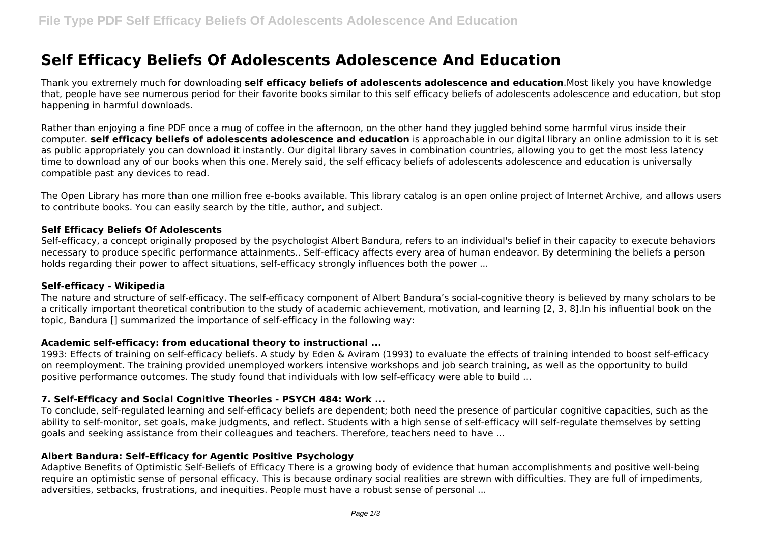# Self Efficacy Beliefs Of Adolescents Adolescence And Education

Thank you extremely much for downloading **self efficacy beliefs of adolescents adolescence and education**.Most likely you have knowledge that, people have see numerous period for their favorite books similar to this self efficacy beliefs of adolescents adolescence and education, but stop happening in harmful downloads.

Rather than enjoying a fine PDF once a mug of coffee in the afternoon, on the other hand they juggled behind some harmful virus inside their computer. **self efficacy beliefs of adolescents adolescence and education** is approachable in our digital library an online admission to it is set as public appropriately you can download it instantly. Our digital library saves in combination countries, allowing you to get the most less latency time to download any of our books when this one. Merely said, the self efficacy beliefs of adolescents adolescence and education is universally compatible past any devices to read.

The Open Library has more than one million free e-books available. This library catalog is an open online project of Internet Archive, and allows users to contribute books. You can easily search by the title, author, and subject.

### Self Efficacy Beliefs Of Adolescents

Self-efficacy, a concept originally proposed by the psychologist Albert Bandura, refers to an individual's belief in their capacity to execute behaviors necessary to produce specific performance attainments.. Self-efficacy affects every area of human endeavor. By determining the beliefs a person holds regarding their power to affect situations, self-efficacy strongly influences both the power ...

### Self-efficacy - Wikipedia

The nature and structure of self-efficacy. The self-efficacy component of Albert Bandura's social-cognitive theory is believed by many scholars to be a critically important theoretical contribution to the study of academic achievement, motivation, and learning [2, 3, 8].In his influential book on the topic, Bandura [] summarized the importance of self-efficacy in the following way:

### Academic self-efficacy: from educational theory to instructional ...

1993: Effects of training on self-efficacy beliefs. A study by Eden & Aviram (1993) to evaluate the effects of training intended to boost self-efficacy on reemployment. The training provided unemployed workers intensive workshops and job search training, as well as the opportunity to build positive performance outcomes. The study found that individuals with low self-efficacy were able to build ...

### 7. Self-Efficacy and Social Cognitive Theories - PSYCH 484: Work ...

To conclude, self-regulated learning and self-efficacy beliefs are dependent; both need the presence of particular cognitive capacities, such as the ability to self-monitor, set goals, make judgments, and reflect. Students with a high sense of self-efficacy will self-regulate themselves by setting goals and seeking assistance from their colleagues and teachers. Therefore, teachers need to have ...

### Albert Bandura: Self-Efficacy for Agentic Positive Psychology

Adaptive Benefits of Optimistic Self-Beliefs of Efficacy There is a growing body of evidence that human accomplishments and positive well-being require an optimistic sense of personal efficacy. This is because ordinary social realities are strewn with difficulties. They are full of impediments, adversities, setbacks, frustrations, and inequities. People must have a robust sense of personal ...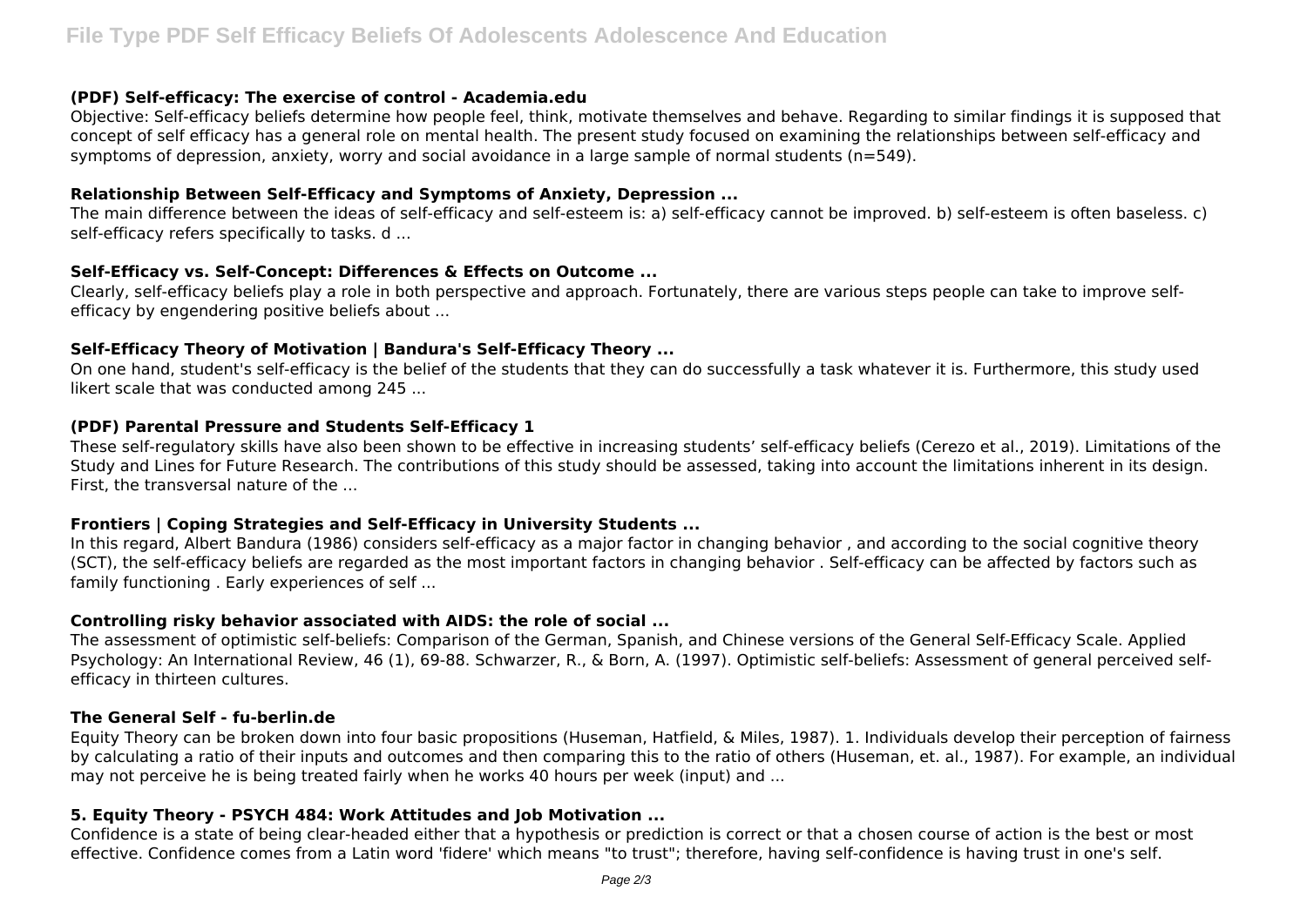### (PDF) Self-efficacy: The exercise of control - Academia.edu

Objective: Self-efficacy beliefs determine how people feel, think, motivate themselves and behave. Regarding to similar findings it is supposed that concept of self efficacy has a general role on mental health. The present study focused on examining the relationships between self-efficacy and symptoms of depression, anxiety, worry and social avoidance in a large sample of normal students (n=549).

### Relationship Between Self-Efficacy and Symptoms of Anxiety, Depression ...

The main difference between the ideas of self-efficacy and self-esteem is: a) self-efficacy cannot be improved. b) self-esteem is often baseless. c) self-efficacy refers specifically to tasks. d ...

### Self-Efficacy vs. Self-Concept: Differences & Effects on Outcome ...

Clearly, self-efficacy beliefs play a role in both perspective and approach. Fortunately, there are various steps people can take to improve self-efficacy by engendering positive beliefs about ...

### Self-Efficacy Theory of Motivation | Bandura's Self-Efficacy Theory ...

On one hand, student's self-efficacy is the belief of the students that they can do successfully a task whatever it is. Furthermore, this study used likert scale that was conducted among 245 ...

### (PDF) Parental Pressure and Students Self-Efficacy 1

These self-regulatory skills have also been shown to be effective in increasing students' self-efficacy beliefs (Cerezo et al., 2019). Limitations of the Study and Lines for Future Research. The contributions of this study should be assessed, taking into account the limitations inherent in its design. First, the transversal nature of the ...

### Frontiers | Coping Strategies and Self-Efficacy in University Students ...

In this regard, Albert Bandura (1986) considers self-efficacy as a major factor in changing behavior , and according to the social cognitive theory (SCT), the self-efficacy beliefs are regarded as the most important factors in changing behavior . Self-efficacy can be affected by factors such as family functioning . Early experiences of self ...

### Controlling risky behavior associated with AIDS: the role of social ...

The assessment of optimistic self-beliefs: Comparison of the German, Spanish, and Chinese versions of the General Self-Efficacy Scale. Applied Psychology: An International Review, 46 (1), 69-88. Schwarzer, R., & Born, A. (1997). Optimistic self-beliefs: Assessment of general perceived self-efficacy in thirteen cultures.

### The General Self - fu-berlin.de

Equity Theory can be broken down into four basic propositions (Huseman, Hatfield, & Miles, 1987). 1. Individuals develop their perception of fairness by calculating a ratio of their inputs and outcomes and then comparing this to the ratio of others (Huseman, et. al., 1987). For example, an individual may not perceive he is being treated fairly when he works 40 hours per week (input) and ...

### 5. Equity Theory - PSYCH 484: Work Attitudes and Job Motivation ...

Confidence is a state of being clear-headed either that a hypothesis or prediction is correct or that a chosen course of action is the best or most effective. Confidence comes from a Latin word 'fidere' which means "to trust"; therefore, having self-confidence is having trust in one's self.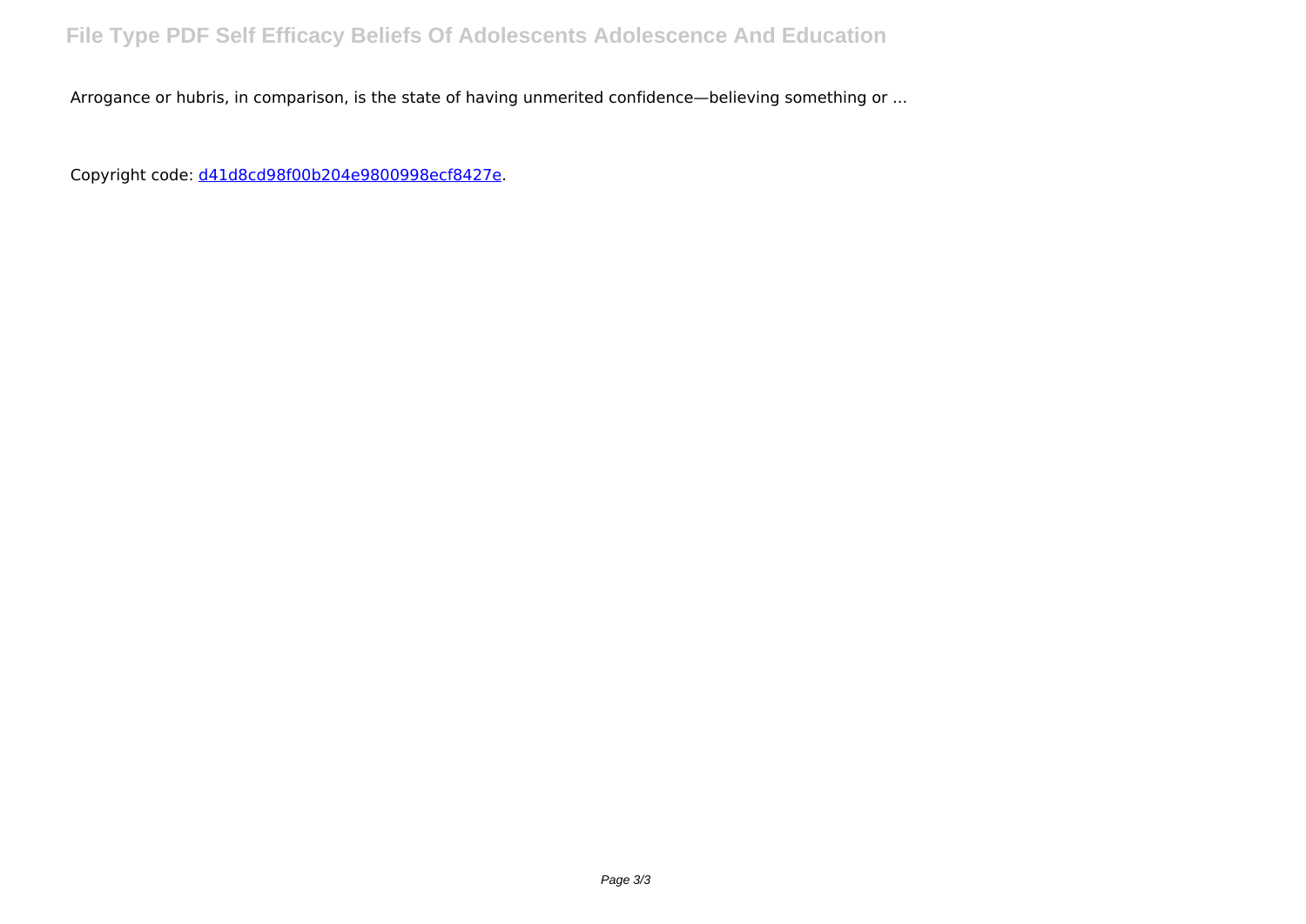Arrogance or hubris, in comparison, is the state of having unmerited confidence—believing something or ...

Copyright code: [d41d8cd98f00b204e9800998ecf8427e](d41d8cd98f00b204e9800998ecf8427e).